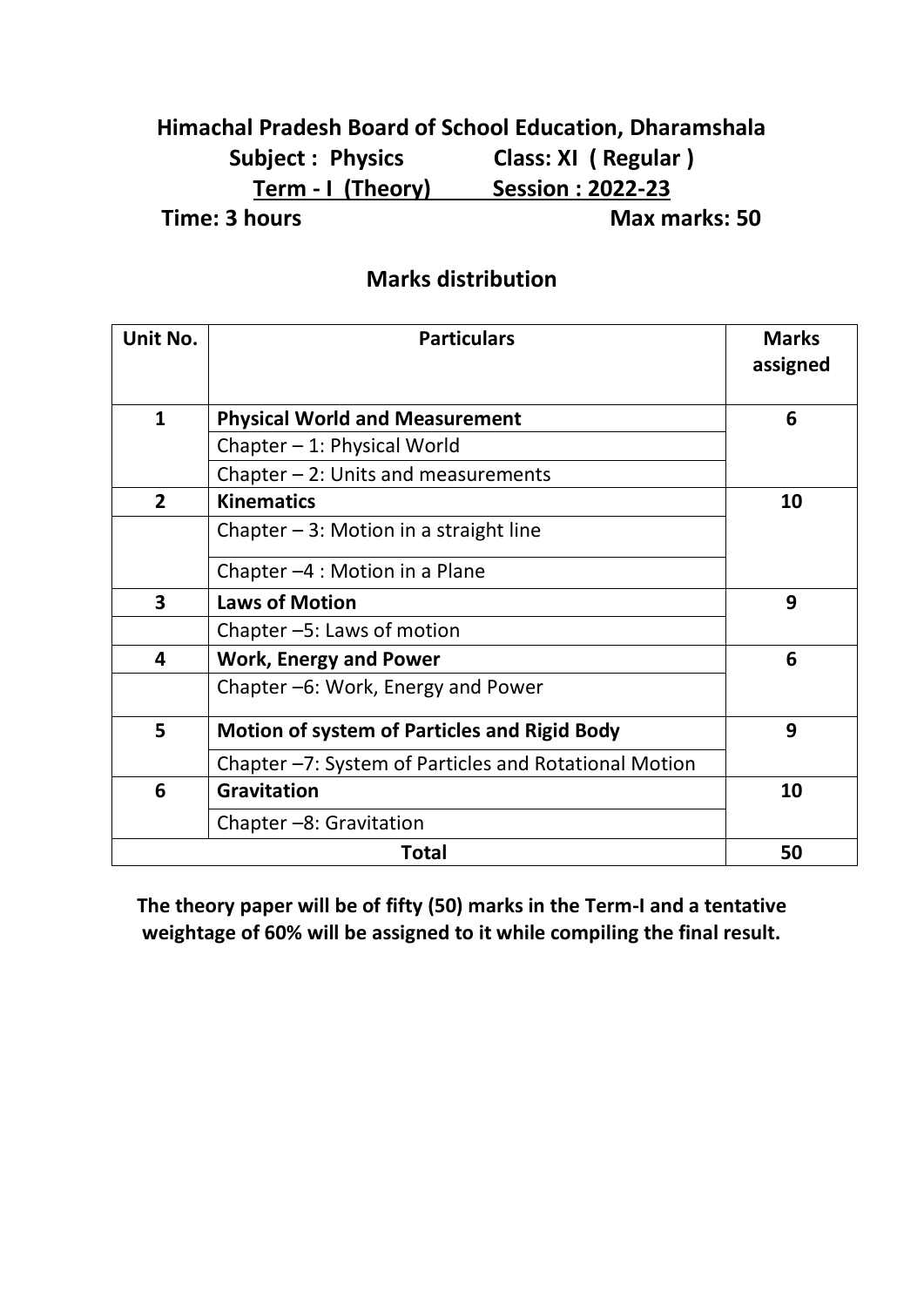# Himachal Pradesh Board of School Education, Dharamshala

**Subject : Physics** **Class: XI ( Regular )**

**Term - I (Theory)** **Session : 2022-23**

**Time: 3 hours** **Max marks: 50**

## Marks distribution

| Unit No. | Particulars | Marks assigned |
|---|---|---|
| 1 | **Physical World and Measurement** | 6 |
| | Chapter – 1: Physical World | |
| | Chapter – 2: Units and measurements | |
| 2 | **Kinematics** | 10 |
| | Chapter – 3: Motion in a straight line | |
| | Chapter –4 : Motion in a Plane | |
| 3 | **Laws of Motion** | 9 |
| | Chapter –5: Laws of motion | |
| 4 | **Work, Energy and Power** | 6 |
| | Chapter –6: Work, Energy and Power | |
| 5 | **Motion of system of Particles and Rigid Body** | 9 |
| | Chapter –7: System of Particles and Rotational Motion | |
| 6 | **Gravitation** | 10 |
| | Chapter –8: Gravitation | |
| **Total** | | **50** |

**The theory paper will be of fifty (50) marks in the Term-I and a tentative weightage of 60% will be assigned to it while compiling the final result.**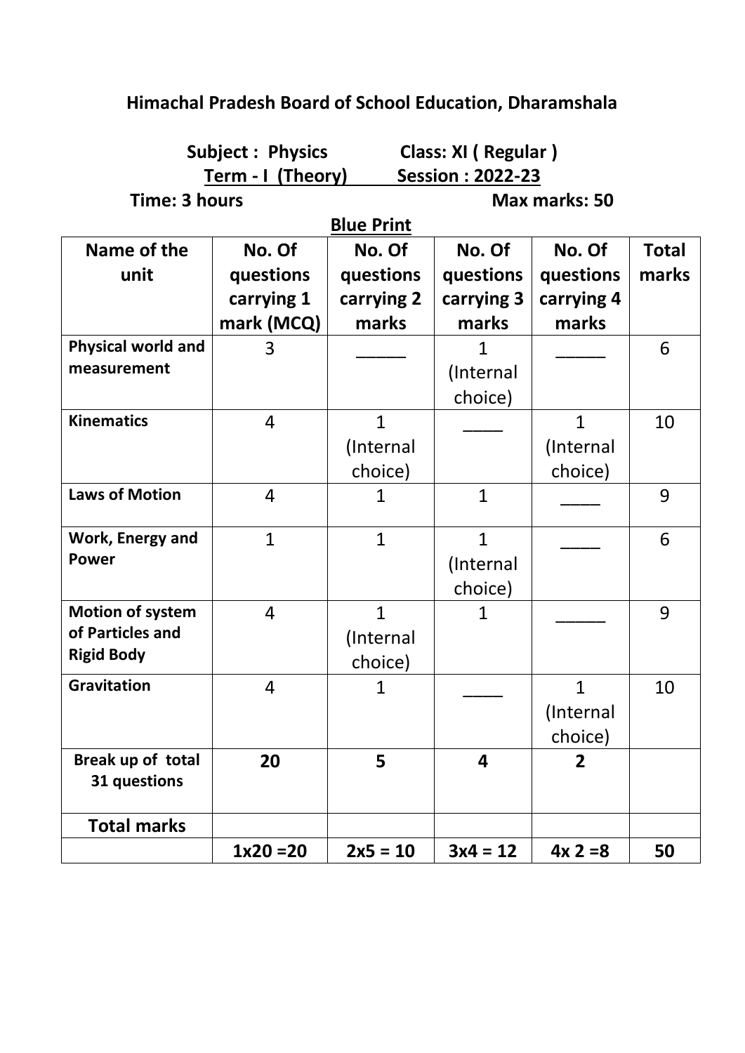# Himachal Pradesh Board of School Education, Dharamshala

**Subject : Physics** **Class: XI ( Regular )**

**Term - I (Theory)** **Session : 2022-23**

**Time: 3 hours** **Max marks: 50**

**Blue Print**

| Name of the unit | No. Of questions carrying 1 mark (MCQ) | No. Of questions carrying 2 marks | No. Of questions carrying 3 marks | No. Of questions carrying 4 marks | Total marks |
|---|---|---|---|---|---|
| **Physical world and measurement** | 3 | _____ | 1 (Internal choice) | _____ | 6 |
| **Kinematics** | 4 | 1 (Internal choice) | ____ | 1 (Internal choice) | 10 |
| **Laws of Motion** | 4 | 1 | 1 | ____ | 9 |
| **Work, Energy and Power** | 1 | 1 | 1 (Internal choice) | ____ | 6 |
| **Motion of system of Particles and Rigid Body** | 4 | 1 (Internal choice) | 1 | _____ | 9 |
| **Gravitation** | 4 | 1 | ____ | 1 (Internal choice) | 10 |
| **Break up of total 31 questions** | **20** | **5** | **4** | **2** | |
| **Total marks** | | | | | |
| | **1x20 =20** | **2x5 = 10** | **3x4 = 12** | **4x 2 =8** | **50** |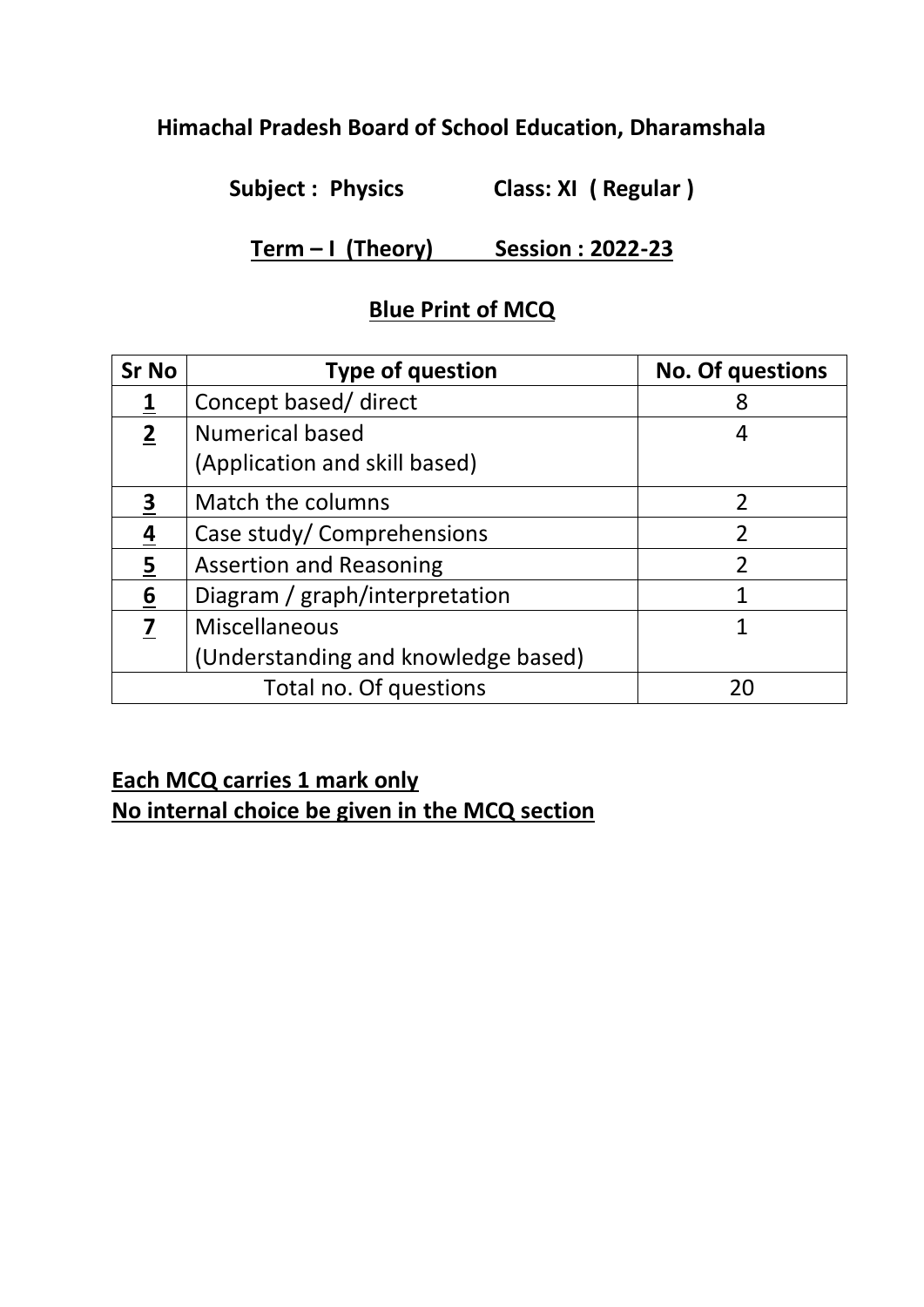**Himachal Pradesh Board of School Education, Dharamshala**

**Subject : Physics Class: XI ( Regular )**

**<u>Term – I (Theory) Session : 2022-23</u>**

**<u>Blue Print of MCQ</u>**

| Sr No | Type of question | No. Of questions |
|---|---|---|
| **1** | Concept based/ direct | 8 |
| **2** | Numerical based (Application and skill based) | 4 |
| **3** | Match the columns | 2 |
| **4** | Case study/ Comprehensions | 2 |
| **5** | Assertion and Reasoning | 2 |
| **6** | Diagram / graph/interpretation | 1 |
| **7** | Miscellaneous (Understanding and knowledge based) | 1 |
| Total no. Of questions | | 20 |

**<u>Each MCQ carries 1 mark only</u>**
**<u>No internal choice be given in the MCQ section</u>**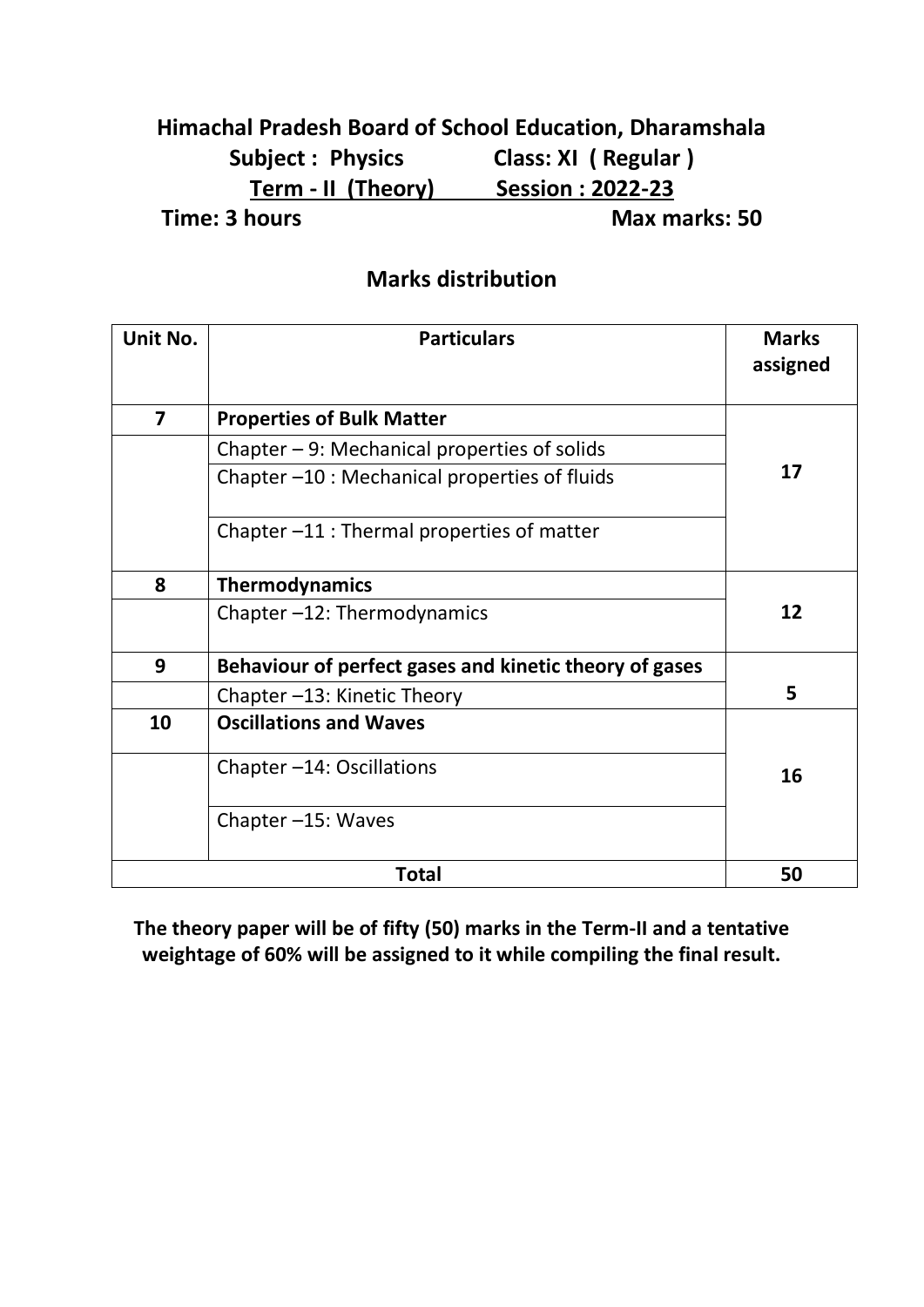**Himachal Pradesh Board of School Education, Dharamshala**

**Subject : Physics Class: XI ( Regular )**

**Term - II (Theory) Session : 2022-23**

**Time: 3 hours Max marks: 50**

## Marks distribution

| Unit No. | Particulars | Marks assigned |
|---|---|---|
| **7** | **Properties of Bulk Matter** | **17** |
| | Chapter – 9: Mechanical properties of solids | |
| | Chapter –10 : Mechanical properties of fluids | |
| | Chapter –11 : Thermal properties of matter | |
| **8** | **Thermodynamics** | **12** |
| | Chapter –12: Thermodynamics | |
| **9** | **Behaviour of perfect gases and kinetic theory of gases** | **5** |
| | Chapter –13: Kinetic Theory | |
| **10** | **Oscillations and Waves** | **16** |
| | Chapter –14: Oscillations | |
| | Chapter –15: Waves | |
| | **Total** | **50** |

**The theory paper will be of fifty (50) marks in the Term-II and a tentative weightage of 60% will be assigned to it while compiling the final result.**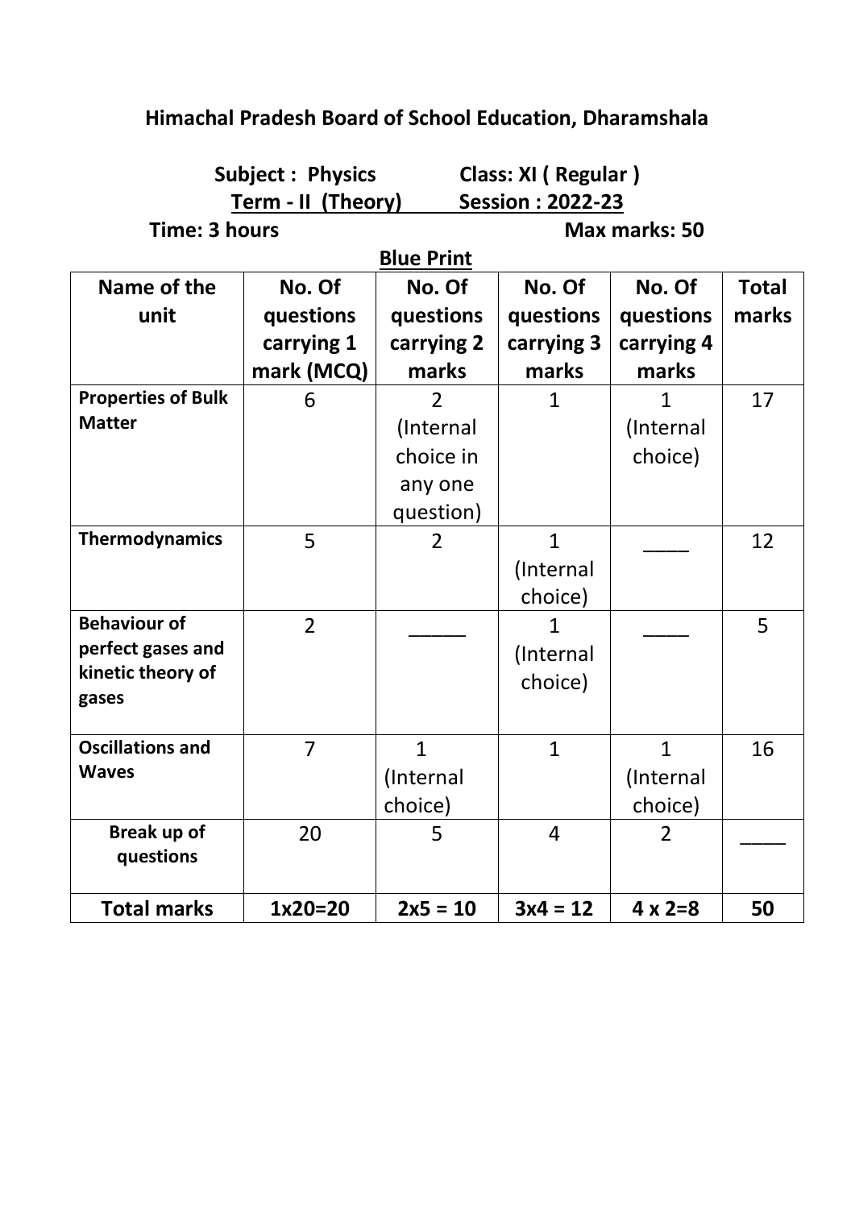**Himachal Pradesh Board of School Education, Dharamshala**

**Subject : Physics** **Class: XI ( Regular )**

**Term - II (Theory)** **Session : 2022-23**

**Time: 3 hours** **Max marks: 50**

**Blue Print**

| Name of the unit | No. Of questions carrying 1 mark (MCQ) | No. Of questions carrying 2 marks | No. Of questions carrying 3 marks | No. Of questions carrying 4 marks | Total marks |
|---|---|---|---|---|---|
| **Properties of Bulk Matter** | 6 | 2 (Internal choice in any one question) | 1 | 1 (Internal choice) | 17 |
| **Thermodynamics** | 5 | 2 | 1 (Internal choice) | ____ | 12 |
| **Behaviour of perfect gases and kinetic theory of gases** | 2 | _____ | 1 (Internal choice) | ____ | 5 |
| **Oscillations and Waves** | 7 | 1 (Internal choice) | 1 | 1 (Internal choice) | 16 |
| **Break up of questions** | 20 | 5 | 4 | 2 | ____ |
| **Total marks** | **1x20=20** | **2x5 = 10** | **3x4 = 12** | **4 x 2=8** | **50** |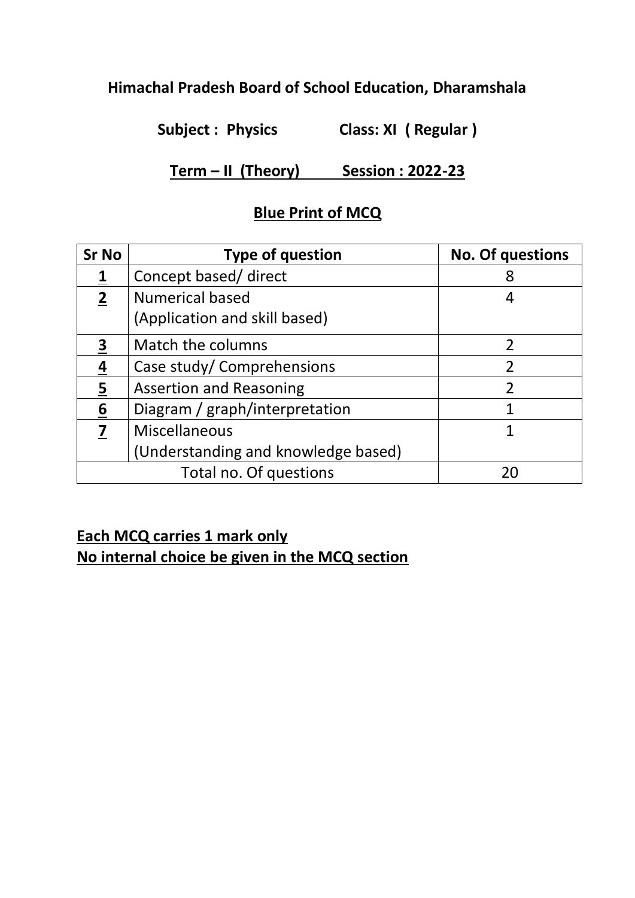**Himachal Pradesh Board of School Education, Dharamshala**

**Subject : Physics Class: XI ( Regular )**

**Term – II (Theory) Session : 2022-23**

## Blue Print of MCQ

| Sr No | Type of question | No. Of questions |
|---|---|---|
| **1** | Concept based/ direct | 8 |
| **2** | Numerical based (Application and skill based) | 4 |
| **3** | Match the columns | 2 |
| **4** | Case study/ Comprehensions | 2 |
| **5** | Assertion and Reasoning | 2 |
| **6** | Diagram / graph/interpretation | 1 |
| **7** | Miscellaneous (Understanding and knowledge based) | 1 |
| Total no. Of questions | | 20 |

**Each MCQ carries 1 mark only**
**No internal choice be given in the MCQ section**